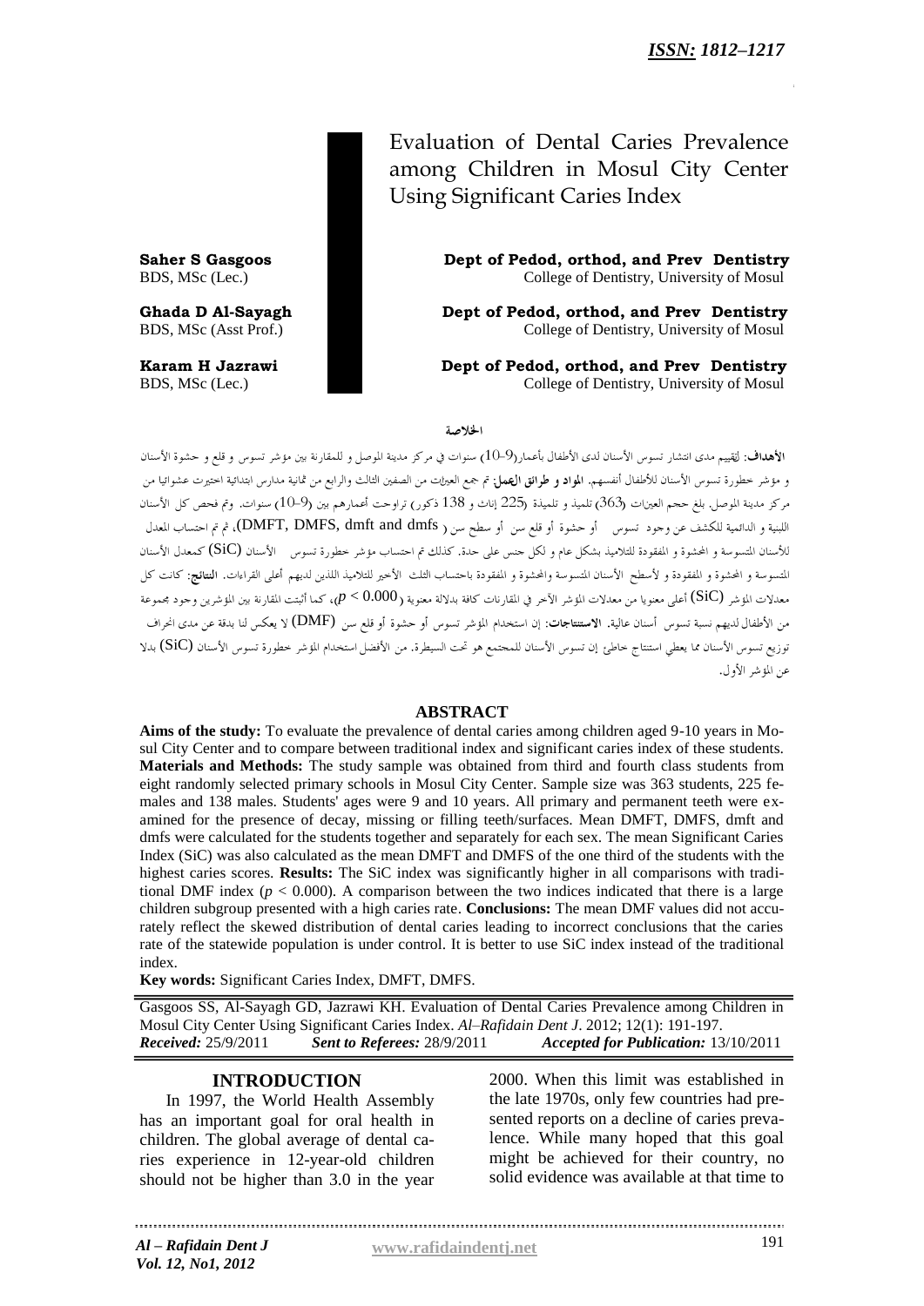*ISSN: 1812–1217*

# Evaluation of Dental Caries Prevalence among Children in Mosul City Center Using Significant Caries Index

**Saher S Gasgoos**
BDS, MSc (Lec.)
**Dept of Pedod, orthod, and Prev Dentistry**
College of Dentistry, University of Mosul

**Ghada D Al-Sayagh**
BDS, MSc (Asst Prof.)
**Dept of Pedod, orthod, and Prev Dentistry**
College of Dentistry, University of Mosul

**Karam H Jazrawi**
BDS, MSc (Lec.)
**Dept of Pedod, orthod, and Prev Dentistry**
College of Dentistry, University of Mosul

## الخلاصة

**الأهداف**: لتقييم مدى انتشار تسوس الأسنان لدى الأطفال بأعمار(9–10) سنوات في مركز مدينة الموصل و للمقارنة بين مؤشر تسوس و قلع و حشوة الأسنان و مؤشر خطورة تسوس الأسنان للأطفال أنفسهم. **المواد و طرائق العمل**: تم جمع العينات من الصفين الثالث والرابع من ثمانية مدارس ابتدائية اختيرت عشوائيا من مركز مدينة الموصل. بلغ حجم العينات (363) تلميذ و تلميذة (225 إناث و 138 ذكور) تراوحت أعمارهم بين (9–10) سنوات. وتم فحص كل الأسنان اللبنية و الدائمية للكشف عن وجود تسوس أو حشوة أو قلع سن أو سطح سن (DMFT, DMFS, dmft and dmfs)، ثم تم احتساب المعدل للأسنان المتسوسة و المحشوة و المفقودة للتلاميذ بشكل عام و لكل جنس على حدة. كذلك تم احتساب مؤشر خطورة تسوس الأسنان (SiC) كمعدل الأسنان المتسوسة و المحشوة و المفقودة و لأسطح الأسنان المتسوسة والمحشوة و المفقودة باحتساب الثلث الأخير للتلاميذ اللذين لديهم أعلى القراءات. **النتائج**: كانت كل معدلات المؤشر (SiC) أعلى معنويا من معدلات المؤشر الآخر في المقارنات كافة بدلالة معنوية ($p < 0.000$)، كما أثبتت المقارنة بين المؤشرين وجود مجموعة من الأطفال لديهم نسبة تسوس أسنان عالية. **الاستنتاجات**: إن استخدام المؤشر تسوس أو حشوة أو قلع سن (DMF) لا يعكس لنا بدقة عن مدى انحراف توزيع تسوس الأسنان مما يعطي استنتاج خاطئ إن تسوس الأسنان للمجتمع هو تحت السيطرة. من الأفضل استخدام المؤشر خطورة تسوس الأسنان (SiC) بدلا عن المؤشر الأول.

## ABSTRACT

**Aims of the study:** To evaluate the prevalence of dental caries among children aged 9-10 years in Mosul City Center and to compare between traditional index and significant caries index of these students. **Materials and Methods:** The study sample was obtained from third and fourth class students from eight randomly selected primary schools in Mosul City Center. Sample size was 363 students, 225 females and 138 males. Students' ages were 9 and 10 years. All primary and permanent teeth were examined for the presence of decay, missing or filling teeth/surfaces. Mean DMFT, DMFS, dmft and dmfs were calculated for the students together and separately for each sex. The mean Significant Caries Index (SiC) was also calculated as the mean DMFT and DMFS of the one third of the students with the highest caries scores. **Results:** The SiC index was significantly higher in all comparisons with traditional DMF index ($p < 0.000$). A comparison between the two indices indicated that there is a large children subgroup presented with a high caries rate. **Conclusions:** The mean DMF values did not accurately reflect the skewed distribution of dental caries leading to incorrect conclusions that the caries rate of the statewide population is under control. It is better to use SiC index instead of the traditional index.

**Key words:** Significant Caries Index, DMFT, DMFS.

Gasgoos SS, Al-Sayagh GD, Jazrawi KH. Evaluation of Dental Caries Prevalence among Children in Mosul City Center Using Significant Caries Index. *Al–Rafidain Dent J*. 2012; 12(1): 191-197.
***Received:*** 25/9/2011 ***Sent to Referees:*** 28/9/2011 ***Accepted for Publication:*** 13/10/2011

## INTRODUCTION

In 1997, the World Health Assembly has an important goal for oral health in children. The global average of dental caries experience in 12-year-old children should not be higher than 3.0 in the year 2000. When this limit was established in the late 1970s, only few countries had presented reports on a decline of caries prevalence. While many hoped that this goal might be achieved for their country, no solid evidence was available at that time to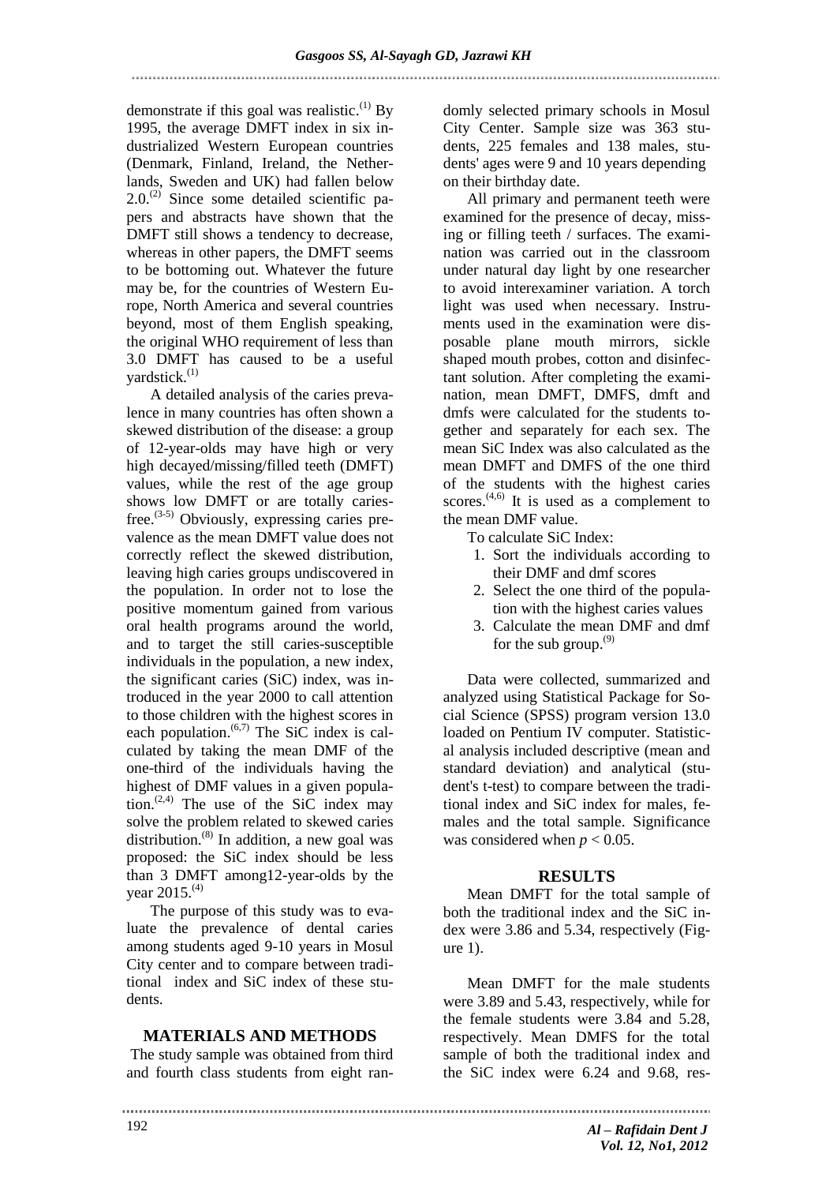demonstrate if this goal was realistic.[1] By 1995, the average DMFT index in six industrialized Western European countries (Denmark, Finland, Ireland, the Netherlands, Sweden and UK) had fallen below 2.0.[2] Since some detailed scientific papers and abstracts have shown that the DMFT still shows a tendency to decrease, whereas in other papers, the DMFT seems to be bottoming out. Whatever the future may be, for the countries of Western Europe, North America and several countries beyond, most of them English speaking, the original WHO requirement of less than 3.0 DMFT has caused to be a useful yardstick.[1]

A detailed analysis of the caries prevalence in many countries has often shown a skewed distribution of the disease: a group of 12-year-olds may have high or very high decayed/missing/filled teeth (DMFT) values, while the rest of the age group shows low DMFT or are totally caries-free.[3-5] Obviously, expressing caries prevalence as the mean DMFT value does not correctly reflect the skewed distribution, leaving high caries groups undiscovered in the population. In order not to lose the positive momentum gained from various oral health programs around the world, and to target the still caries-susceptible individuals in the population, a new index, the significant caries (SiC) index, was introduced in the year 2000 to call attention to those children with the highest scores in each population.[6,7] The SiC index is calculated by taking the mean DMF of the one-third of the individuals having the highest of DMF values in a given population.[2,4] The use of the SiC index may solve the problem related to skewed caries distribution.[8] In addition, a new goal was proposed: the SiC index should be less than 3 DMFT among12-year-olds by the year 2015.[4]

The purpose of this study was to evaluate the prevalence of dental caries among students aged 9-10 years in Mosul City center and to compare between traditional index and SiC index of these students.

## MATERIALS AND METHODS

The study sample was obtained from third and fourth class students from eight randomly selected primary schools in Mosul City Center. Sample size was 363 students, 225 females and 138 males, students' ages were 9 and 10 years depending on their birthday date.

All primary and permanent teeth were examined for the presence of decay, missing or filling teeth / surfaces. The examination was carried out in the classroom under natural day light by one researcher to avoid interexaminer variation. A torch light was used when necessary. Instruments used in the examination were disposable plane mouth mirrors, sickle shaped mouth probes, cotton and disinfectant solution. After completing the examination, mean DMFT, DMFS, dmft and dmfs were calculated for the students together and separately for each sex. The mean SiC Index was also calculated as the mean DMFT and DMFS of the one third of the students with the highest caries scores.[4,6] It is used as a complement to the mean DMF value.

To calculate SiC Index:

1. Sort the individuals according to their DMF and dmf scores
2. Select the one third of the population with the highest caries values
3. Calculate the mean DMF and dmf for the sub group.[9]

Data were collected, summarized and analyzed using Statistical Package for Social Science (SPSS) program version 13.0 loaded on Pentium IV computer. Statistical analysis included descriptive (mean and standard deviation) and analytical (student's t-test) to compare between the traditional index and SiC index for males, females and the total sample. Significance was considered when $p < 0.05$.

## RESULTS

Mean DMFT for the total sample of both the traditional index and the SiC index were 3.86 and 5.34, respectively (Figure 1).

Mean DMFT for the male students were 3.89 and 5.43, respectively, while for the female students were 3.84 and 5.28, respectively. Mean DMFS for the total sample of both the traditional index and the SiC index were 6.24 and 9.68, res-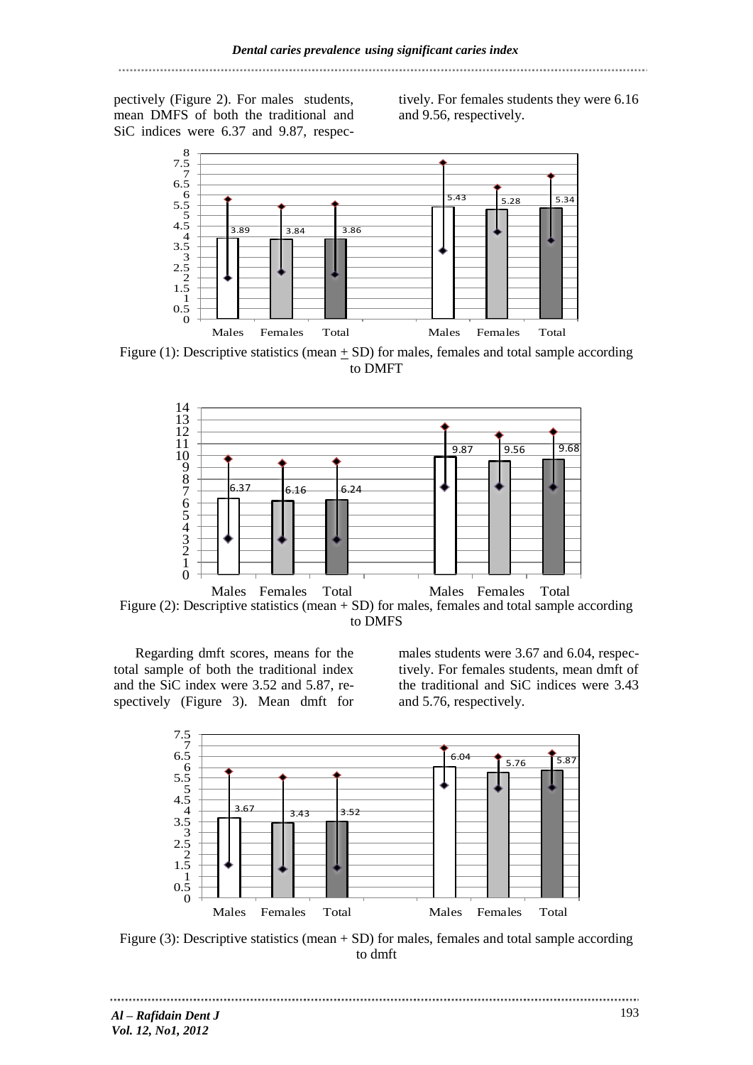pectively (Figure 2). For males students, mean DMFS of both the traditional and SiC indices were 6.37 and 9.87, respectively. For females students they were 6.16 and 9.56, respectively.

Figure (1): Descriptive statistics (mean ± SD) for males, females and total sample according to DMFT

Figure (2): Descriptive statistics (mean + SD) for males, females and total sample according to DMFS

Regarding dmft scores, means for the total sample of both the traditional index and the SiC index were 3.52 and 5.87, respectively (Figure 3). Mean dmft for males students were 3.67 and 6.04, respectively. For females students, mean dmft of the traditional and SiC indices were 3.43 and 5.76, respectively.

Figure (3): Descriptive statistics (mean + SD) for males, females and total sample according to dmft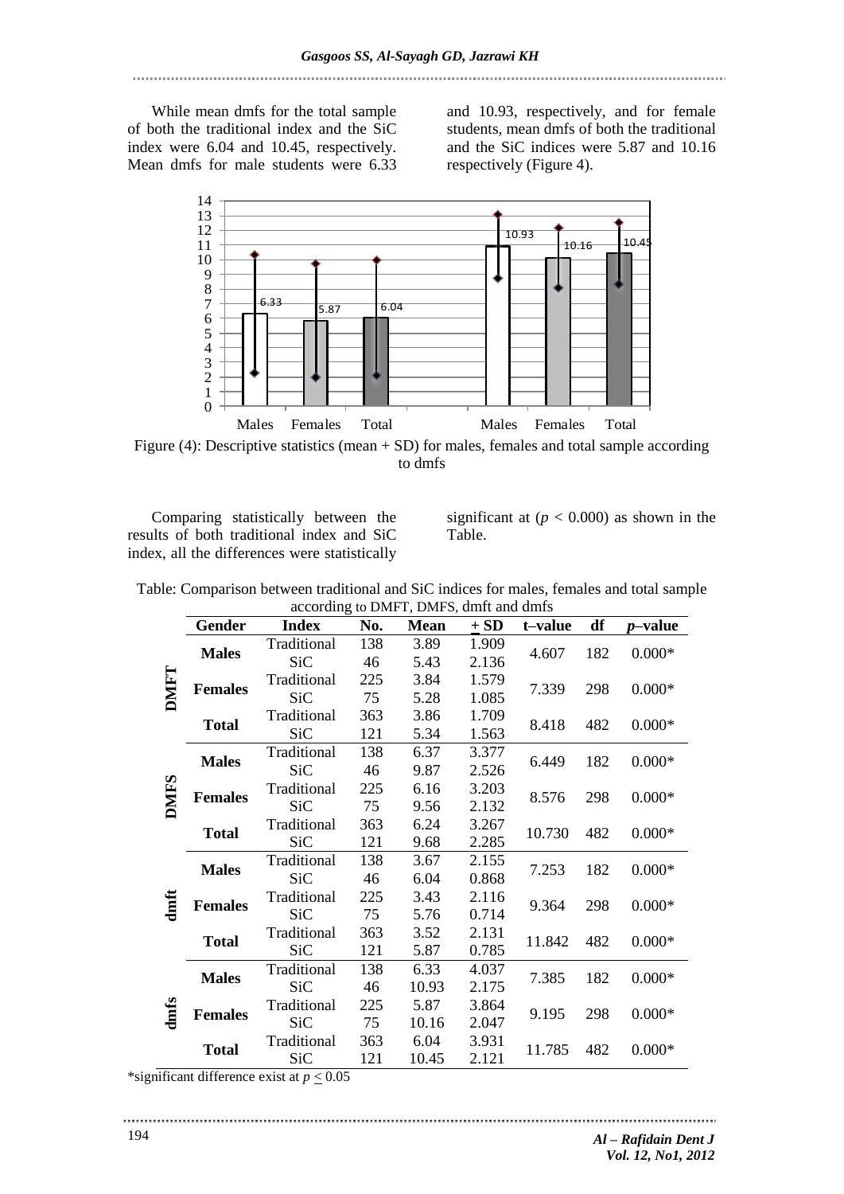While mean dmfs for the total sample of both the traditional index and the SiC index were 6.04 and 10.45, respectively. Mean dmfs for male students were 6.33 and 10.93, respectively, and for female students, mean dmfs of both the traditional and the SiC indices were 5.87 and 10.16 respectively (Figure 4).

Figure (4): Descriptive statistics (mean + SD) for males, females and total sample according to dmfs

Comparing statistically between the results of both traditional index and SiC index, all the differences were statistically significant at ($p < 0.000$) as shown in the Table.

Table: Comparison between traditional and SiC indices for males, females and total sample according to DMFT, DMFS, dmft and dmfs

| | Gender | Index | No. | Mean | + SD | t–value | df | *p*–value |
|---|---|---|---|---|---|---|---|---|
| **DMFT** | **Males** | Traditional | 138 | 3.89 | 1.909 | 4.607 | 182 | 0.000* |
| | | SiC | 46 | 5.43 | 2.136 | | | |
| | **Females** | Traditional | 225 | 3.84 | 1.579 | 7.339 | 298 | 0.000* |
| | | SiC | 75 | 5.28 | 1.085 | | | |
| | **Total** | Traditional | 363 | 3.86 | 1.709 | 8.418 | 482 | 0.000* |
| | | SiC | 121 | 5.34 | 1.563 | | | |
| **DMFS** | **Males** | Traditional | 138 | 6.37 | 3.377 | 6.449 | 182 | 0.000* |
| | | SiC | 46 | 9.87 | 2.526 | | | |
| | **Females** | Traditional | 225 | 6.16 | 3.203 | 8.576 | 298 | 0.000* |
| | | SiC | 75 | 9.56 | 2.132 | | | |
| | **Total** | Traditional | 363 | 6.24 | 3.267 | 10.730 | 482 | 0.000* |
| | | SiC | 121 | 9.68 | 2.285 | | | |
| **dmft** | **Males** | Traditional | 138 | 3.67 | 2.155 | 7.253 | 182 | 0.000* |
| | | SiC | 46 | 6.04 | 0.868 | | | |
| | **Females** | Traditional | 225 | 3.43 | 2.116 | 9.364 | 298 | 0.000* |
| | | SiC | 75 | 5.76 | 0.714 | | | |
| | **Total** | Traditional | 363 | 3.52 | 2.131 | 11.842 | 482 | 0.000* |
| | | SiC | 121 | 5.87 | 0.785 | | | |
| **dmfs** | **Males** | Traditional | 138 | 6.33 | 4.037 | 7.385 | 182 | 0.000* |
| | | SiC | 46 | 10.93 | 2.175 | | | |
| | **Females** | Traditional | 225 | 5.87 | 3.864 | 9.195 | 298 | 0.000* |
| | | SiC | 75 | 10.16 | 2.047 | | | |
| | **Total** | Traditional | 363 | 6.04 | 3.931 | 11.785 | 482 | 0.000* |
| | | SiC | 121 | 10.45 | 2.121 | | | |

*significant difference exist at $p \leq 0.05$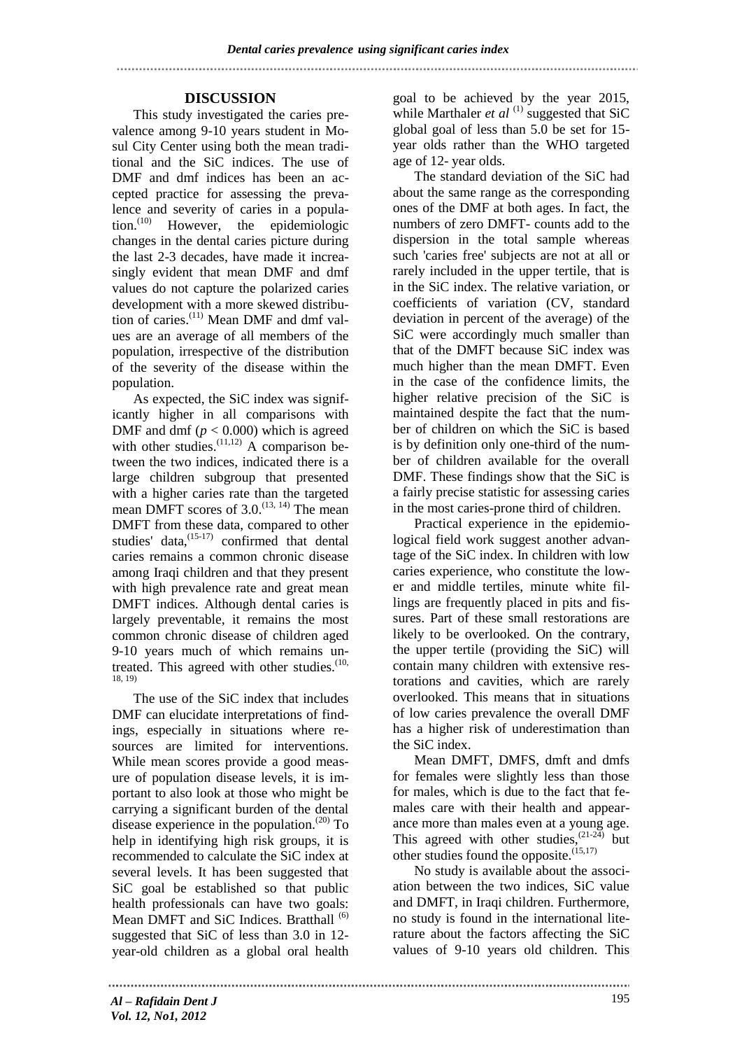## DISCUSSION

This study investigated the caries prevalence among 9-10 years student in Mosul City Center using both the mean traditional and the SiC indices. The use of DMF and dmf indices has been an accepted practice for assessing the prevalence and severity of caries in a population.[10] However, the epidemiologic changes in the dental caries picture during the last 2-3 decades, have made it increasingly evident that mean DMF and dmf values do not capture the polarized caries development with a more skewed distribution of caries.[11] Mean DMF and dmf values are an average of all members of the population, irrespective of the distribution of the severity of the disease within the population.

As expected, the SiC index was significantly higher in all comparisons with DMF and dmf ($p < 0.000$) which is agreed with other studies.[11,12] A comparison between the two indices, indicated there is a large children subgroup that presented with a higher caries rate than the targeted mean DMFT scores of 3.0.[13, 14] The mean DMFT from these data, compared to other studies' data,[15-17] confirmed that dental caries remains a common chronic disease among Iraqi children and that they present with high prevalence rate and great mean DMFT indices. Although dental caries is largely preventable, it remains the most common chronic disease of children aged 9-10 years much of which remains untreated. This agreed with other studies.[10, 18, 19]

The use of the SiC index that includes DMF can elucidate interpretations of findings, especially in situations where resources are limited for interventions. While mean scores provide a good measure of population disease levels, it is important to also look at those who might be carrying a significant burden of the dental disease experience in the population.[20] To help in identifying high risk groups, it is recommended to calculate the SiC index at several levels. It has been suggested that SiC goal be established so that public health professionals can have two goals: Mean DMFT and SiC Indices. Bratthall [6] suggested that SiC of less than 3.0 in 12-year-old children as a global oral health goal to be achieved by the year 2015, while Marthaler *et al* [1] suggested that SiC global goal of less than 5.0 be set for 15-year olds rather than the WHO targeted age of 12- year olds.

The standard deviation of the SiC had about the same range as the corresponding ones of the DMF at both ages. In fact, the numbers of zero DMFT- counts add to the dispersion in the total sample whereas such 'caries free' subjects are not at all or rarely included in the upper tertile, that is in the SiC index. The relative variation, or coefficients of variation (CV, standard deviation in percent of the average) of the SiC were accordingly much smaller than that of the DMFT because SiC index was much higher than the mean DMFT. Even in the case of the confidence limits, the higher relative precision of the SiC is maintained despite the fact that the number of children on which the SiC is based is by definition only one-third of the number of children available for the overall DMF. These findings show that the SiC is a fairly precise statistic for assessing caries in the most caries-prone third of children.

Practical experience in the epidemiological field work suggest another advantage of the SiC index. In children with low caries experience, who constitute the lower and middle tertiles, minute white fillings are frequently placed in pits and fissures. Part of these small restorations are likely to be overlooked. On the contrary, the upper tertile (providing the SiC) will contain many children with extensive restorations and cavities, which are rarely overlooked. This means that in situations of low caries prevalence the overall DMF has a higher risk of underestimation than the SiC index.

Mean DMFT, DMFS, dmft and dmfs for females were slightly less than those for males, which is due to the fact that females care with their health and appearance more than males even at a young age. This agreed with other studies,[21-24] but other studies found the opposite.[15,17]

No study is available about the association between the two indices, SiC value and DMFT, in Iraqi children. Furthermore, no study is found in the international literature about the factors affecting the SiC values of 9-10 years old children. This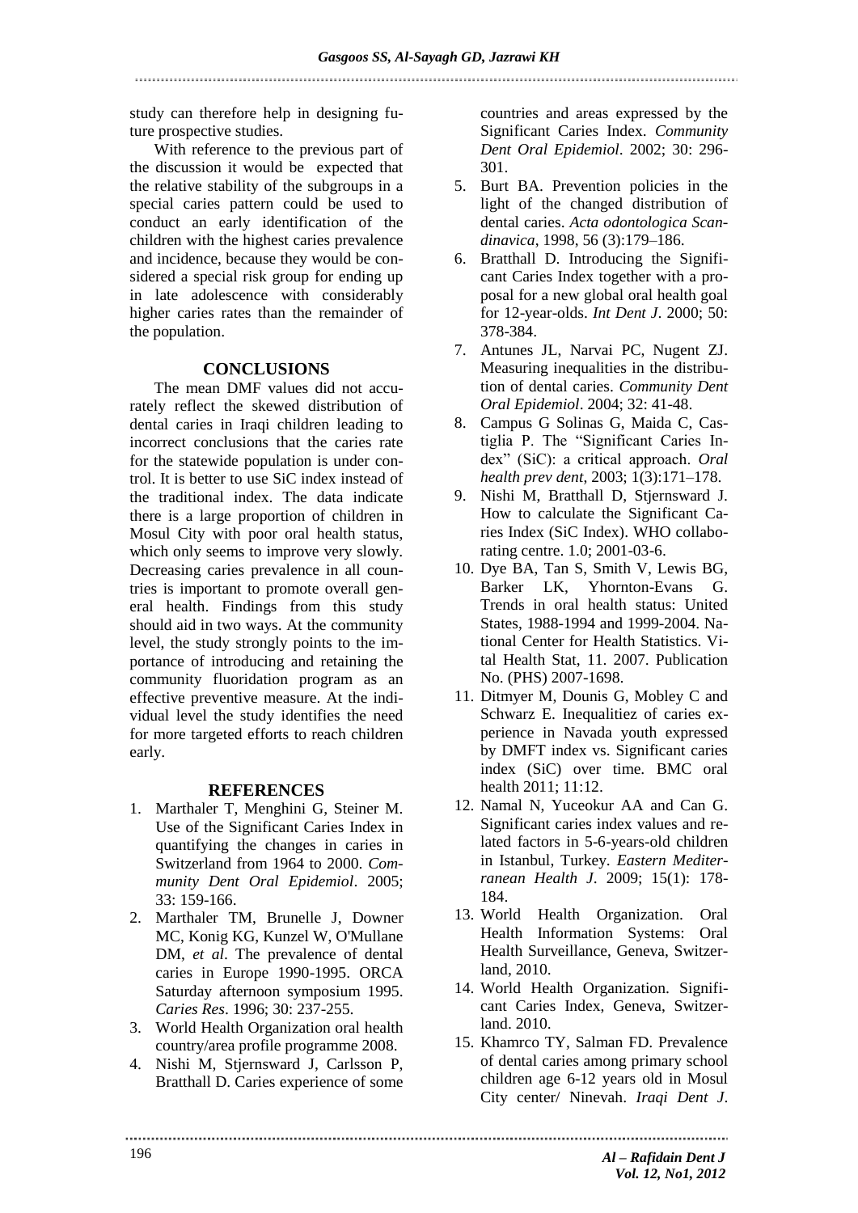study can therefore help in designing future prospective studies.

With reference to the previous part of the discussion it would be expected that the relative stability of the subgroups in a special caries pattern could be used to conduct an early identification of the children with the highest caries prevalence and incidence, because they would be considered a special risk group for ending up in late adolescence with considerably higher caries rates than the remainder of the population.

## CONCLUSIONS

The mean DMF values did not accurately reflect the skewed distribution of dental caries in Iraqi children leading to incorrect conclusions that the caries rate for the statewide population is under control. It is better to use SiC index instead of the traditional index. The data indicate there is a large proportion of children in Mosul City with poor oral health status, which only seems to improve very slowly. Decreasing caries prevalence in all countries is important to promote overall general health. Findings from this study should aid in two ways. At the community level, the study strongly points to the importance of introducing and retaining the community fluoridation program as an effective preventive measure. At the individual level the study identifies the need for more targeted efforts to reach children early.

## REFERENCES

1. Marthaler T, Menghini G, Steiner M. Use of the Significant Caries Index in quantifying the changes in caries in Switzerland from 1964 to 2000. *Community Dent Oral Epidemiol*. 2005; 33: 159-166.
2. Marthaler TM, Brunelle J, Downer MC, Konig KG, Kunzel W, O'Mullane DM, *et al*. The prevalence of dental caries in Europe 1990-1995. ORCA Saturday afternoon symposium 1995. *Caries Res*. 1996; 30: 237-255.
3. World Health Organization oral health country/area profile programme 2008.
4. Nishi M, Stjernsward J, Carlsson P, Bratthall D. Caries experience of some countries and areas expressed by the Significant Caries Index. *Community Dent Oral Epidemiol*. 2002; 30: 296-301.
5. Burt BA. Prevention policies in the light of the changed distribution of dental caries. *Acta odontologica Scandinavica*, 1998, 56 (3):179–186.
6. Bratthall D. Introducing the Significant Caries Index together with a proposal for a new global oral health goal for 12-year-olds. *Int Dent J*. 2000; 50: 378-384.
7. Antunes JL, Narvai PC, Nugent ZJ. Measuring inequalities in the distribution of dental caries. *Community Dent Oral Epidemiol*. 2004; 32: 41-48.
8. Campus G Solinas G, Maida C, Castiglia P. The "Significant Caries Index" (SiC): a critical approach. *Oral health prev dent*, 2003; 1(3):171–178.
9. Nishi M, Bratthall D, Stjernsward J. How to calculate the Significant Caries Index (SiC Index). WHO collaborating centre. 1.0; 2001-03-6.
10. Dye BA, Tan S, Smith V, Lewis BG, Barker LK, Yhornton-Evans G. Trends in oral health status: United States, 1988-1994 and 1999-2004. National Center for Health Statistics. Vital Health Stat, 11. 2007. Publication No. (PHS) 2007-1698.
11. Ditmyer M, Dounis G, Mobley C and Schwarz E. Inequalitiez of caries experience in Navada youth expressed by DMFT index vs. Significant caries index (SiC) over time. BMC oral health 2011; 11:12.
12. Namal N, Yuceokur AA and Can G. Significant caries index values and related factors in 5-6-years-old children in Istanbul, Turkey. *Eastern Mediterranean Health J*. 2009; 15(1): 178-184.
13. World Health Organization. Oral Health Information Systems: Oral Health Surveillance, Geneva, Switzerland, 2010.
14. World Health Organization. Significant Caries Index, Geneva, Switzerland. 2010.
15. Khamrco TY, Salman FD. Prevalence of dental caries among primary school children age 6-12 years old in Mosul City center/ Ninevah. *Iraqi Dent J*.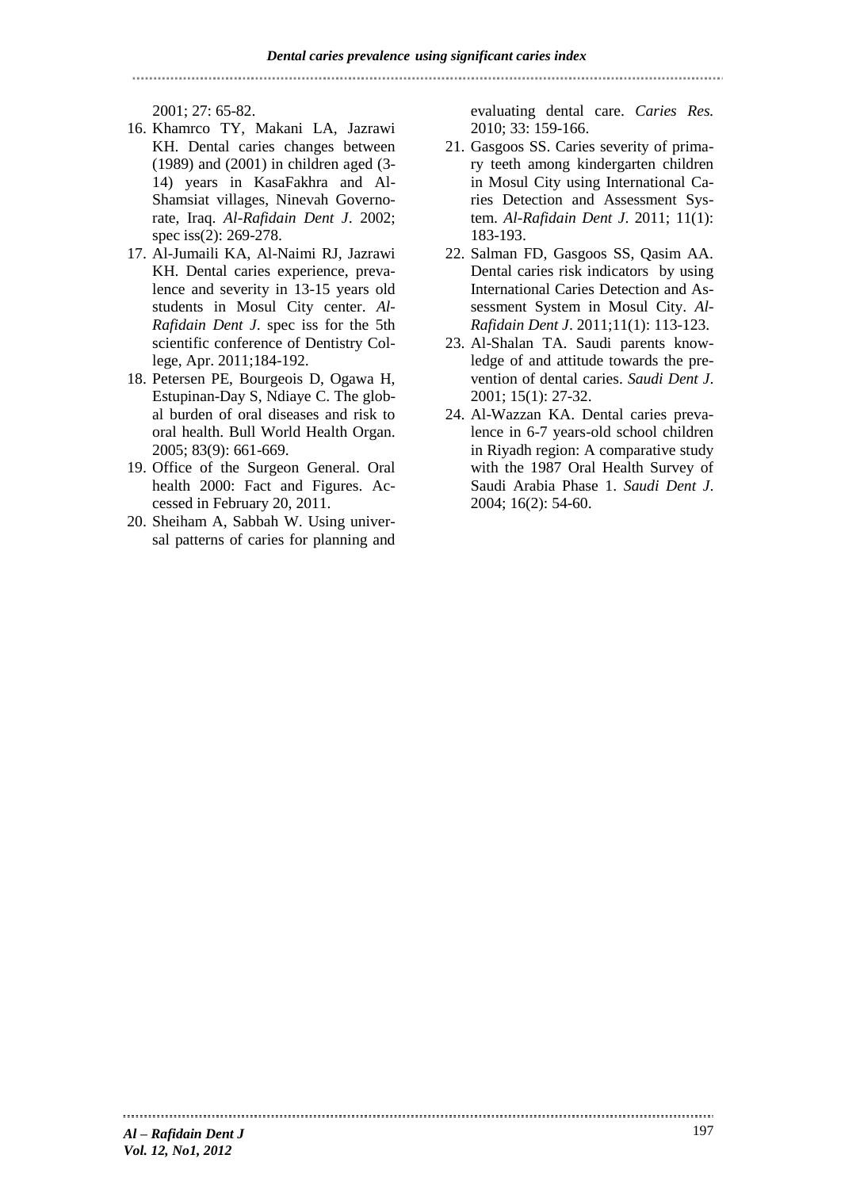2001; 27: 65-82.

16. Khamrco TY, Makani LA, Jazrawi KH. Dental caries changes between (1989) and (2001) in children aged (3-14) years in KasaFakhra and Al-Shamsiat villages, Ninevah Governorate, Iraq. *Al-Rafidain Dent J*. 2002; spec iss(2): 269-278.
17. Al-Jumaili KA, Al-Naimi RJ, Jazrawi KH. Dental caries experience, prevalence and severity in 13-15 years old students in Mosul City center. *Al-Rafidain Dent J*. spec iss for the 5th scientific conference of Dentistry College, Apr. 2011;184-192.
18. Petersen PE, Bourgeois D, Ogawa H, Estupinan-Day S, Ndiaye C. The global burden of oral diseases and risk to oral health. Bull World Health Organ. 2005; 83(9): 661-669.
19. Office of the Surgeon General. Oral health 2000: Fact and Figures. Accessed in February 20, 2011.
20. Sheiham A, Sabbah W. Using universal patterns of caries for planning and evaluating dental care. *Caries Res.* 2010; 33: 159-166.
21. Gasgoos SS. Caries severity of primary teeth among kindergarten children in Mosul City using International Caries Detection and Assessment System. *Al-Rafidain Dent J*. 2011; 11(1): 183-193.
22. Salman FD, Gasgoos SS, Qasim AA. Dental caries risk indicators by using International Caries Detection and Assessment System in Mosul City. *Al-Rafidain Dent J*. 2011;11(1): 113-123.
23. Al-Shalan TA. Saudi parents knowledge of and attitude towards the prevention of dental caries. *Saudi Dent J*. 2001; 15(1): 27-32.
24. Al-Wazzan KA. Dental caries prevalence in 6-7 years-old school children in Riyadh region: A comparative study with the 1987 Oral Health Survey of Saudi Arabia Phase 1. *Saudi Dent J*. 2004; 16(2): 54-60.